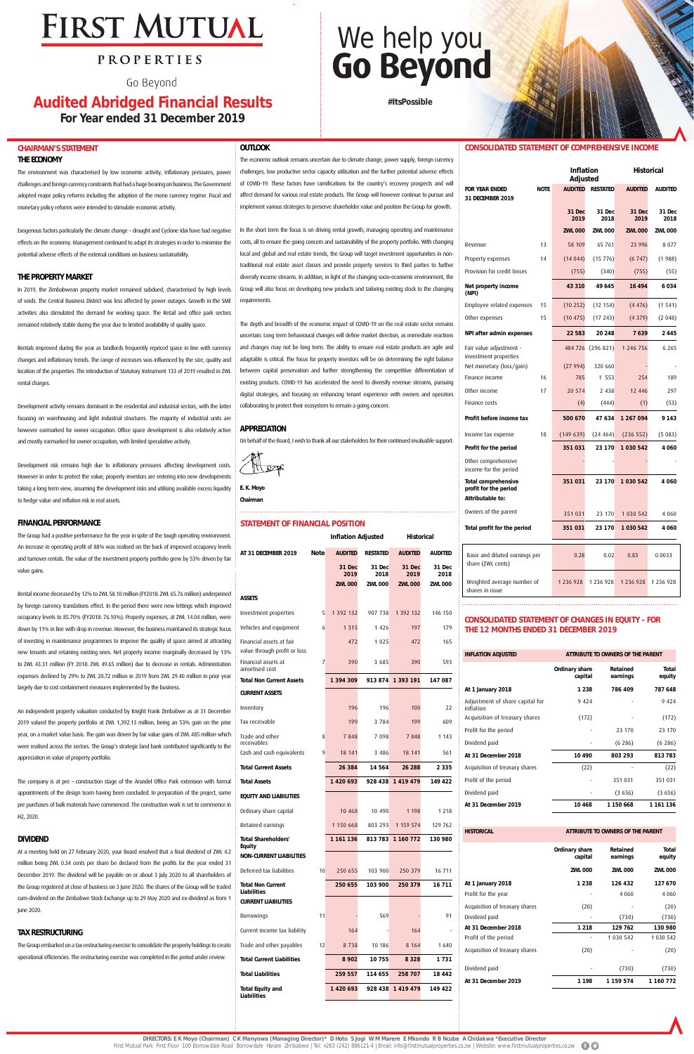# FIRST MUTUAL PROPERTIES

Go Beyond

## Audited Abridged Financial Results

### For Year ended 31 December 2019

We help you **Go Beyond**

#ItsPossible

## CHAIRMAN'S STATEMENT

### THE ECONOMY

The environment was characterised by low economic activity, inflationary pressures, power challenges and foreign currency constraints that had a huge bearing on business. The Government adopted major policy reforms including the adoption of the mono currency regime. Fiscal and monetary policy reforms were intended to stimulate economic activity.

Exogenous factors particularly the climate change – drought and Cyclone Idai have had negative effects on the economy. Management continued to adapt its strategies in order to minimise the potential adverse effects of the external conditions on business sustainability.

### THE PROPERTY MARKET

In 2019, the Zimbabwean property market remained subdued, characterised by high levels of voids. The Central Business District was less affected by power outages. Growth in the SME activities also stimulated the demand for working space. The Retail and office park sectors remained relatively stable during the year due to limited availability of quality space.

Rentals improved during the year as landlords frequently repriced space in line with currency changes and inflationary trends. The range of increases was influenced by the size, quality and location of the properties. The introduction of Statutory Instrument 133 of 2019 resulted in ZWL rental charges.

Development activity remains dominant in the residential and industrial sectors, with the latter focusing on warehousing and light industrial structures. The majority of industrial units are however earmarked for owner occupation. Office space development is also relatively active and mostly earmarked for owner occupation, with limited speculative activity.

Development risk remains high due to inflationary pressures affecting development costs. However in order to protect the value, property investors are entering into new developments taking a long term view, assuming the development risks and utilising available excess liquidity to hedge value and inflation risk in real assets.

### FINANCIAL PERFORMANCE

The Group had a positive performance for the year in spite of the tough operating environment. An increase in operating profit of 88% was realised on the back of improved occupancy levels and turnover rentals. The value of the investment property portfolio grew by 53% driven by fair value gains.

Rental income decreased by 12% to ZWL 58.10 million (FY2018: ZWL 65.76 million) underpinned by foreign currency translations effect. In the period there were new lettings which improved occupancy levels to 85.70% (FY2018: 76.10%). Property expenses, at ZWL 14.04 million, were down by 11% in line with drop in revenue. However, the business maintained its strategic focus of investing in maintenance programmes to improve the quality of space aimed at attracting new tenants and retaining existing ones. Net property income marginally decreased by 13% to ZWL 43.31 million (FY 2018: ZWL 49.65 million) due to decrease in rentals. Administration expenses declined by 29% to ZWL 20.72 million in 2019 from ZWL 29.40 million in prior year largely due to cost containment measures implemented by the business.

An independent property valuation conducted by Knight Frank Zimbabwe as at 31 December 2019 valued the property portfolio at ZWL 1,392.13 million, being an 53% gain on the prior year, on a market value basis. The gain was driven by fair value gains of ZWL 485 million which were realised across the sectors. The Group's strategic land bank contributed significantly to the appreciation in value of property portfolio.

The company is at pre – construction stage of the Arundel Office Park extension with formal appointments of the design team having been concluded. In preparation of the project, some pre purchases of bulk materials have commenced. The construction work is set to commence in H2, 2020.

### DIVIDEND

At a meeting held on 27 February 2020, your Board resolved that a final dividend of ZWL 4.2 million being ZWL 0.34 cents per share be declared from the profits for the year ended 31 December 2019. The dividend will be payable on or about 3 July 2020 to all shareholders of the Group registered at close of business on 3 June 2020. The shares of the Group will be traded cum-dividend on the Zimbabwe Stock Exchange up to 29 May 2020 and ex-dividend as from 1 June 2020.

### TAX RESTRUCTURING

The Group embarked on a tax restructuring exercise to consolidate the property holdings to create operational efficiencies. The restructuring exercise was completed in the period under review.

### OUTLOOK

The economic outlook remains uncertain due to climate change, power supply, foreign currency challenges, low productive sector capacity utilisation and the further potential adverse effects of COVID-19. These factors have ramifications for the country's recovery prospects and will affect demand for various real estate products. The Group will however continue to pursue and implement various strategies to preserve shareholder value and position the Group for growth.

In the short term the focus is on driving rental growth, managing operating and maintenance costs, all to ensure the going concern and sustainability of the property portfolio. With changing local and global and real estate trends, the Group will target investment opportunities in non-traditional real estate asset classes and provide property services to third parties to further diversify income streams. In addition, in light of the changing socio-economic environment, the Group will also focus on developing new products and tailoring existing stock to the changing requirements.

The depth and breadth of the economic impact of COVID-19 on the real estate sector remains uncertain. Long term behavioural changes will define market direction, as immediate reactions and changes may not be long term. The ability to ensure real estate products are agile and adaptable is critical. The focus for property investors will be on determining the right balance between capital preservation and further strengthening the competitive differentiation of existing products. COVID-19 has accelerated the need to diversify revenue streams, pursuing digital strategies, and focusing on enhancing tenant experience with owners and operators collaborating to protect their ecosystem to remain a going concern.

### APPRECIATION

On behalf of the Board, I wish to thank all our stakeholders for their continued invaluable support.

**E. K. Moyo**
**Chairman**

## STATEMENT OF FINANCIAL POSITION

| AT 31 DECEMBER 2019 | Note | Inflation Adjusted AUDITED 31 Dec 2019 ZWL 000 | Inflation Adjusted RESTATED 31 Dec 2018 ZWL 000 | Historical AUDITED 31 Dec 2019 ZWL 000 | Historical AUDITED 31 Dec 2018 ZWL 000 |
|---|---|---|---|---|---|
| **ASSETS** | | | | | |
| Investment properties | 5 | 1 392 132 | 907 738 | 1 392 132 | 146 150 |
| Vehicles and equipment | 6 | 1 315 | 1 426 | 197 | 179 |
| Financial assets at fair value through profit or loss | | 472 | 1 025 | 472 | 165 |
| Financial assets at amortised cost | 7 | 390 | 3 685 | 390 | 593 |
| **Total Non Current Assets** | | **1 394 309** | **913 874** | **1 393 191** | **147 087** |
| **CURRENT ASSETS** | | | | | |
| Inventory | | 196 | 196 | 100 | 22 |
| Tax receivable | | 199 | 3 784 | 199 | 609 |
| Trade and other receivables | 8 | 7 848 | 7 098 | 7 848 | 1 143 |
| Cash and cash equivalents | 9 | 18 141 | 3 486 | 18 141 | 561 |
| **Total Current Assets** | | **26 384** | **14 564** | **26 288** | **2 335** |
| **Total Assets** | | **1 420 693** | **928 438** | **1 419 479** | **149 422** |
| **EQUITY AND LIABILITIES** | | | | | |
| Ordinary share capital | | 10 468 | 10 490 | 1 198 | 1 218 |
| Retained earnings | | 1 150 668 | 803 293 | 1 159 574 | 129 762 |
| **Total Shareholders' Equity** | | **1 161 136** | **813 783** | **1 160 772** | **130 980** |
| **NON-CURRENT LIABILITIES** | | | | | |
| Deferred tax liabilities | 10 | 250 655 | 103 900 | 250 379 | 16 711 |
| **Total Non Current Liabilities** | | **250 655** | **103 900** | **250 379** | **16 711** |
| **CURRENT LIABILITIES** | | | | | |
| Borrowings | 11 | - | 569 | - | 91 |
| Current income tax liability | | 164 | - | 164 | - |
| Trade and other payables | 12 | 8 738 | 10 186 | 8 164 | 1 640 |
| **Total Current Liabilities** | | **8 902** | **10 755** | **8 328** | **1 731** |
| **Total Liabilities** | | **259 557** | **114 655** | **258 707** | **18 442** |
| **Total Equity and Liabilities** | | **1 420 693** | **928 438** | **1 419 479** | **149 422** |

## CONSOLIDATED STATEMENT OF COMPREHENSIVE INCOME

| FOR YEAR ENDED 31 DECEMBER 2019 | NOTE | Inflation Adjusted AUDITED 31 Dec 2019 ZWL 000 | Inflation Adjusted RESTATED 31 Dec 2018 ZWL 000 | Historical AUDITED 31 Dec 2019 ZWL 000 | Historical AUDITED 31 Dec 2018 ZWL 000 |
|---|---|---|---|---|---|
| Revenue | 13 | 58 109 | 65 761 | 23 996 | 8 077 |
| Property expenses | 14 | (14 044) | (15 776) | (6 747) | (1 988) |
| Provision for credit losses | | (755) | (340) | (755) | (55) |
| **Net property income (NPI)** | | **43 310** | **49 645** | **16 494** | **6 034** |
| Employee related expenses | 15 | (10 252) | (12 154) | (4 476) | (1 541) |
| Other expenses | 15 | (10 475) | (17 243) | (4 379) | (2 048) |
| **NPI after admin expenses** | | **22 583** | **20 248** | **7 639** | **2 445** |
| Fair value adjustment - investment properties | | 484 726 | (296 821) | 1 246 756 | 6 265 |
| Net monetary (loss/gain) | | (27 994) | 320 660 | - | - |
| Finance income | 16 | 785 | 1 553 | 254 | 189 |
| Other income | 17 | 20 574 | 2 438 | 12 446 | 297 |
| Finance costs | | (4) | (444) | (1) | (53) |
| **Profit before income tax** | | **500 670** | **47 634** | **1 267 094** | **9 143** |
| Income tax expense | 18 | (149 639) | (24 464) | (236 552) | (5 083) |
| **Profit for the period** | | **351 031** | **23 170** | **1 030 542** | **4 060** |
| Other comprehensive income for the period | | - | - | - | - |
| **Total comprehensive profit for the period** | | **351 031** | **23 170** | **1 030 542** | **4 060** |
| **Attributable to:** | | | | | |
| Owners of the parent | | 351 031 | 23 170 | 1 030 542 | 4 060 |
| **Total profit for the period** | | **351 031** | **23 170** | **1 030 542** | **4 060** |
| Basic and diluted earnings per share (ZWL cents) | | 0.28 | 0.02 | 0.83 | 0.0033 |
| Weighted average number of shares in issue | | 1 236 928 | 1 236 928 | 1 236 928 | 1 236 928 |

## CONSOLIDATED STATEMENT OF CHANGES IN EQUITY - FOR THE 12 MONTHS ENDED 31 DECEMBER 2019

| INFLATION ADJUSTED | Ordinary share capital | Retained earnings | Total equity |
|---|---|---|---|
| | ATTRIBUTABLE TO OWNERS OF THE PARENT | | |
| **At 1 January 2018** | **1 238** | **786 409** | **787 648** |
| Adjustment of share capital for inflation | 9 424 | - | 9 424 |
| Acquisition of treasury shares | (172) | - | (172) |
| Profit for the period | - | 23 170 | 23 170 |
| Dividend paid | - | (6 286) | (6 286) |
| **At 31 December 2018** | **10 490** | **803 293** | **813 783** |
| Acquisition of treasury shares | (22) | - | (22) |
| Profit of the period | - | 351 031 | 351 031 |
| Dividend paid | - | (3 656) | (3 656) |
| **At 31 December 2019** | **10 468** | **1 150 668** | **1 161 136** |

| HISTORICAL | Ordinary share capital ZWL 000 | Retained earnings ZWL 000 | Total equity ZWL 000 |
|---|---|---|---|
| | ATTRIBUTABLE TO OWNERS OF THE PARENT | | |
| **At 1 January 2018** | **1 238** | **126 432** | **127 670** |
| Profit for the year | - | 4 060 | 4 060 |
| Acquisition of treasury shares | (20) | - | (20) |
| Dividend paid | - | (730) | (730) |
| **At 31 December 2018** | **1 218** | **129 762** | **130 980** |
| Profit of the period | - | 1 030 542 | 1 030 542 |
| Acquisition of treasury shares | (20) | | (20) |
| Dividend paid | - | (730) | (730) |
| **At 31 December 2019** | **1 198** | **1 159 574** | **1 160 772** |

DIRECTORS: E K Moyo (Chairman) C K Manyowa (Managing Director)* D Hoto S Jogi W M Marere E Mkondo R B Ncube A Chidakwa *Executive Director

First Mutual Park First Floor 100 Borrowdale Road Borrowdale Harare Zimbabwe | Tel: +263 (242) 886121-4 | Email: info@firstmutualproperties.co.zw | Website: www.firstmutualproperties.co.zw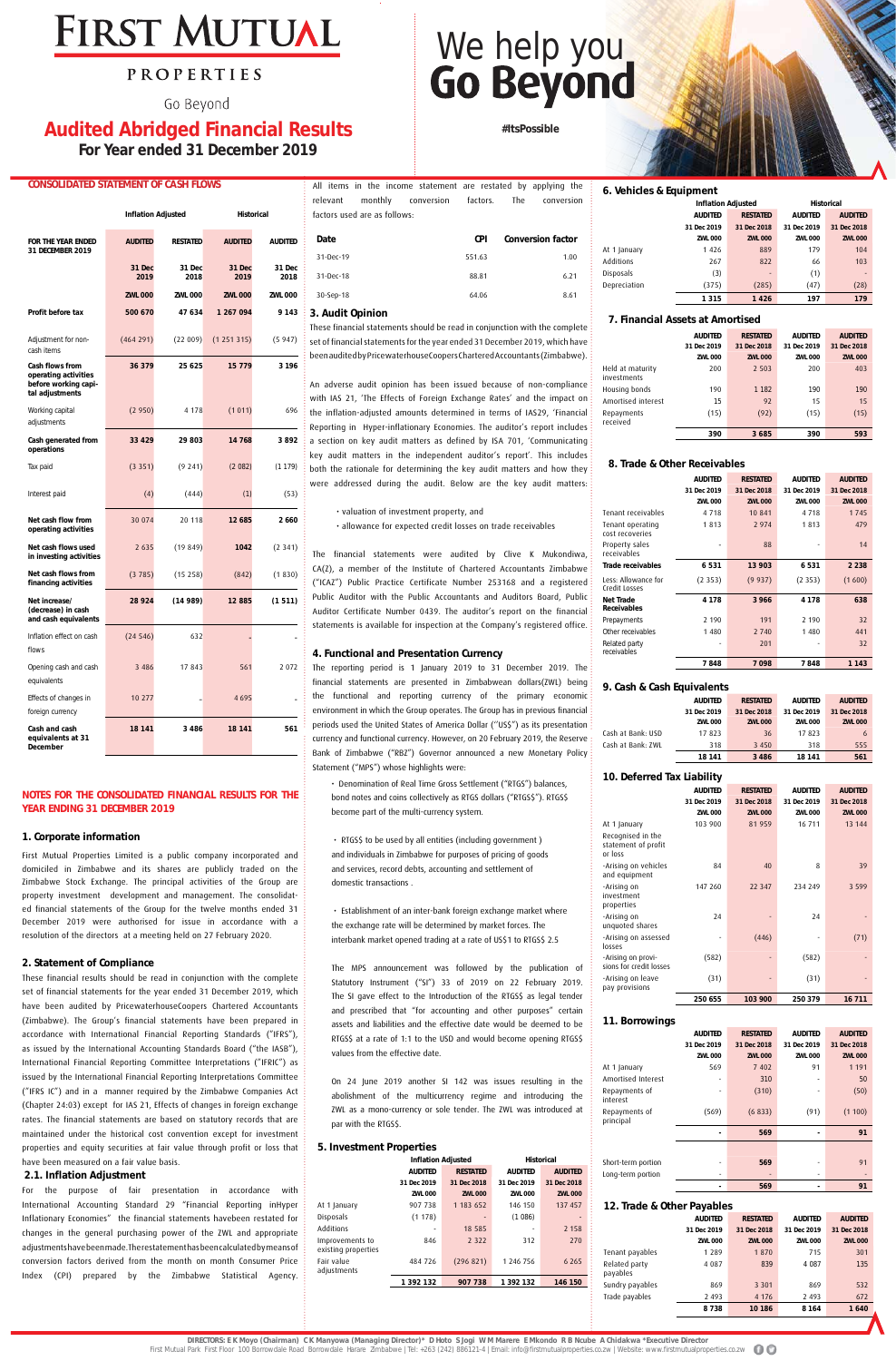# FIRST MUTUAL PROPERTIES

Go Beyond

## Audited Abridged Financial Results
### For Year ended 31 December 2019

We help you **Go Beyond**

#ItsPossible

## CONSOLIDATED STATEMENT OF CASH FLOWS

| | Inflation Adjusted | | Historical | |
|---|---|---|---|---|
| FOR THE YEAR ENDED 31 DECEMBER 2019 | AUDITED | RESTATED | AUDITED | AUDITED |
| | 31 Dec 2019 | 31 Dec 2018 | 31 Dec 2019 | 31 Dec 2018 |
| | ZWL 000 | ZWL 000 | ZWL 000 | ZWL 000 |
| **Profit before tax** | 500 670 | 47 634 | 1 267 094 | 9 143 |
| Adjustment for non-cash items | (464 291) | (22 009) | (1 251 315) | (5 947) |
| **Cash flows from operating activities before working capital adjustments** | 36 379 | 25 625 | 15 779 | 3 196 |
| Working capital adjustments | (2 950) | 4 178 | (1 011) | 696 |
| **Cash generated from operations** | 33 429 | 29 803 | 14 768 | 3 892 |
| Tax paid | (3 351) | (9 241) | (2 082) | (1 179) |
| Interest paid | (4) | (444) | (1) | (53) |
| **Net cash flow from operating activities** | 30 074 | 20 118 | 12 685 | 2 660 |
| **Net cash flows used in investing activities** | 2 635 | (19 849) | 1042 | (2 341) |
| **Net cash flows from financing activities** | (3 785) | (15 258) | (842) | (1 830) |
| **Net increase/ (decrease) in cash and cash equivalents** | 28 924 | (14 989) | 12 885 | (1 511) |
| Inflation effect on cash flows | (24 546) | 632 | - | - |
| Opening cash and cash equivalents | 3 486 | 17 843 | 561 | 2 072 |
| Effects of changes in foreign currency | 10 277 | - | 4 695 | - |
| **Cash and cash equivalents at 31 December** | 18 141 | 3 486 | 18 141 | 561 |

## NOTES FOR THE CONSOLIDATED FINANCIAL RESULTS FOR THE YEAR ENDING 31 DECEMBER 2019

### 1. Corporate information

First Mutual Properties Limited is a public company incorporated and domiciled in Zimbabwe and its shares are publicly traded on the Zimbabwe Stock Exchange. The principal activities of the Group are property investment development and management. The consolidated financial statements of the Group for the twelve months ended 31 December 2019 were authorised for issue in accordance with a resolution of the directors at a meeting held on 27 February 2020.

### 2. Statement of Compliance

These financial results should be read in conjunction with the complete set of financial statements for the year ended 31 December 2019, which have been audited by PricewaterhouseCoopers Chartered Accountants (Zimbabwe). The Group's financial statements have been prepared in accordance with International Financial Reporting Standards ("IFRS"), as issued by the International Accounting Standards Board ("the IASB"), International Financial Reporting Committee Interpretations ("IFRIC") as issued by the International Financial Reporting Interpretations Committee ("IFRS IC") and in a manner required by the Zimbabwe Companies Act (Chapter 24:03) except for IAS 21, Effects of changes in foreign exchange rates. The financial statements are based on statutory records that are maintained under the historical cost convention except for investment properties and equity securities at fair value through profit or loss that have been measured on a fair value basis.

### 2.1. Inflation Adjustment

For the purpose of fair presentation in accordance with International Accounting Standard 29 "Financial Reporting inHyper Inflationary Economies" the financial statements havebeen restated for changes in the general purchasing power of the ZWL and appropriate adjustmentshavebeenmade.Thestatementhasbeencalculatedbymeansof conversion factors derived from the month on month Consumer Price Index (CPI) prepared by the Zimbabwe Statistical Agency.

All items in the income statement are restated by applying the relevant monthly conversion factors. The conversion factors used are as follows:

| Date | CPI | Conversion factor |
|---|---|---|
| 31-Dec-19 | 551.63 | 1.00 |
| 31-Dec-18 | 88.81 | 6.21 |
| 30-Sep-18 | 64.06 | 8.61 |

### 3. Audit Opinion

These financial statements should be read in conjunction with the complete set of financial statements for the year ended 31 December 2019, which have been audited by PricewaterhouseCoopers Chartered Accountants (Zimbabwe).

An adverse audit opinion has been issued because of non-compliance with IAS 21, 'The Effects of Foreign Exchange Rates' and the impact on the inflation-adjusted amounts determined in terms of IAS29, 'Financial Reporting in Hyper-inflationary Economies. The auditor's report includes a section on key audit matters as defined by ISA 701, 'Communicating key audit matters in the independent auditor's report'. This includes both the rationale for determining the key audit matters and how they were addressed during the audit. Below are the key audit matters:

- valuation of investment property, and
- allowance for expected credit losses on trade receivables

The financial statements were audited by Clive K Mukondiwa, CA(Z), a member of the Institute of Chartered Accountants Zimbabwe ("ICAZ") Public Practice Certificate Number 253168 and a registered Public Auditor with the Public Accountants and Auditors Board, Public Auditor Certificate Number 0439. The auditor's report on the financial statements is available for inspection at the Company's registered office.

### 4. Functional and Presentation Currency

The reporting period is 1 January 2019 to 31 December 2019. The financial statements are presented in Zimbabwean dollars(ZWL) being the functional and reporting currency of the primary economic environment in which the Group operates. The Group has in previous financial periods used the United States of America Dollar ("US$") as its presentation currency and functional currency. However, on 20 February 2019, the Reserve Bank of Zimbabwe ("RBZ") Governor announced a new Monetary Policy Statement ("MPS") whose highlights were:

- Denomination of Real Time Gross Settlement ("RTGS") balances, bond notes and coins collectively as RTGS dollars ("RTGS$"). RTGS$ become part of the multi-currency system.
- RTGS$ to be used by all entities (including government ) and individuals in Zimbabwe for purposes of pricing of goods and services, record debts, accounting and settlement of domestic transactions .
- Establishment of an inter-bank foreign exchange market where the exchange rate will be determined by market forces. The interbank market opened trading at a rate of US$1 to RTGS$ 2.5

The MPS announcement was followed by the publication of Statutory Instrument ("SI") 33 of 2019 on 22 February 2019. The SI gave effect to the Introduction of the RTGS$ as legal tender and prescribed that "for accounting and other purposes" certain assets and liabilities and the effective date would be deemed to be RTGS$ at a rate of 1:1 to the USD and would become opening RTGS$ values from the effective date.

On 24 June 2019 another SI 142 was issues resulting in the abolishment of the multicurrency regime and introducing the ZWL as a mono-currency or sole tender. The ZWL was introduced at par with the RTGS$.

### 5. Investment Properties

| | Inflation Adjusted | | Historical | |
|---|---|---|---|---|
| | AUDITED | RESTATED | AUDITED | AUDITED |
| | 31 Dec 2019 | 31 Dec 2018 | 31 Dec 2019 | 31 Dec 2018 |
| | ZWL 000 | ZWL 000 | ZWL 000 | ZWL 000 |
| At 1 January | 907 738 | 1 183 652 | 146 150 | 137 457 |
| Disposals | (1 178) | - | (1 086) | - |
| Additions | - | 18 585 | - | 2 158 |
| Improvements to existing properties | 846 | 2 322 | 312 | 270 |
| Fair value adjustments | 484 726 | (296 821) | 1 246 756 | 6 265 |
| | 1 392 132 | 907 738 | 1 392 132 | 146 150 |

### 6. Vehicles & Equipment

| | Inflation Adjusted | | Historical | |
|---|---|---|---|---|
| | AUDITED | RESTATED | AUDITED | AUDITED |
| | 31 Dec 2019 | 31 Dec 2018 | 31 Dec 2019 | 31 Dec 2018 |
| | ZWL 000 | ZWL 000 | ZWL 000 | ZWL 000 |
| At 1 January | 1 426 | 889 | 179 | 104 |
| Additions | 267 | 822 | 66 | 103 |
| Disposals | (3) | - | (1) | - |
| Depreciation | (375) | (285) | (47) | (28) |
| | 1 315 | 1 426 | 197 | 179 |

### 7. Financial Assets at Amortised

| | AUDITED | RESTATED | AUDITED | AUDITED |
|---|---|---|---|---|
| | 31 Dec 2019 | 31 Dec 2018 | 31 Dec 2019 | 31 Dec 2018 |
| | ZWL 000 | ZWL 000 | ZWL 000 | ZWL 000 |
| Held at maturity investments | 200 | 2 503 | 200 | 403 |
| Housing bonds | 190 | 1 182 | 190 | 190 |
| Amortised interest | 15 | 92 | 15 | 15 |
| Repayments received | (15) | (92) | (15) | (15) |
| | 390 | 3 685 | 390 | 593 |

### 8. Trade & Other Receivables

| | AUDITED | RESTATED | AUDITED | AUDITED |
|---|---|---|---|---|
| | 31 Dec 2019 | 31 Dec 2018 | 31 Dec 2019 | 31 Dec 2018 |
| | ZWL 000 | ZWL 000 | ZWL 000 | ZWL 000 |
| Tenant receivables | 4 718 | 10 841 | 4 718 | 1 745 |
| Tenant operating cost recoveries | 1 813 | 2 974 | 1 813 | 479 |
| Property sales receivables | - | 88 | - | 14 |
| **Trade receivables** | 6 531 | 13 903 | 6 531 | 2 238 |
| Less: Allowance for Credit Losses | (2 353) | (9 937) | (2 353) | (1 600) |
| **Net Trade Receivables** | 4 178 | 3 966 | 4 178 | 638 |
| Prepayments | 2 190 | 191 | 2 190 | 32 |
| Other receivables | 1 480 | 2 740 | 1 480 | 441 |
| Related party receivables | - | 201 | - | 32 |
| | 7 848 | 7 098 | 7 848 | 1 143 |

### 9. Cash & Cash Equivalents

| | AUDITED | RESTATED | AUDITED | AUDITED |
|---|---|---|---|---|
| | 31 Dec 2019 | 31 Dec 2018 | 31 Dec 2019 | 31 Dec 2018 |
| | ZWL 000 | ZWL 000 | ZWL 000 | ZWL 000 |
| Cash at Bank: USD | 17 823 | 36 | 17 823 | 6 |
| Cash at Bank: ZWL | 318 | 3 450 | 318 | 555 |
| | 18 141 | 3 486 | 18 141 | 561 |

### 10. Deferred Tax Liability

| | AUDITED | RESTATED | AUDITED | AUDITED |
|---|---|---|---|---|
| | 31 Dec 2019 | 31 Dec 2018 | 31 Dec 2019 | 31 Dec 2018 |
| | ZWL 000 | ZWL 000 | ZWL 000 | ZWL 000 |
| At 1 January | 103 900 | 81 959 | 16 711 | 13 144 |
| Recognised in the statement of profit or loss | | | | |
| -Arising on vehicles and equipment | 84 | 40 | 8 | 39 |
| -Arising on investment properties | 147 260 | 22 347 | 234 249 | 3 599 |
| -Arising on unquoted shares | 24 | - | 24 | - |
| -Arising on assessed losses | - | (446) | - | (71) |
| -Arising on provisions for credit losses | (582) | - | (582) | - |
| -Arising on leave pay provisions | (31) | - | (31) | - |
| | 250 655 | 103 900 | 250 379 | 16 711 |

### 11. Borrowings

| | AUDITED | RESTATED | AUDITED | AUDITED |
|---|---|---|---|---|
| | 31 Dec 2019 | 31 Dec 2018 | 31 Dec 2019 | 31 Dec 2018 |
| | ZWL 000 | ZWL 000 | ZWL 000 | ZWL 000 |
| At 1 January | 569 | 7 402 | 91 | 1 191 |
| Amortised Interest | - | 310 | - | 50 |
| Repayments of interest | - | (310) | - | (50) |
| Repayments of principal | (569) | (6 833) | (91) | (1 100) |
| | - | 569 | - | 91 |
| Short-term portion | - | 569 | - | 91 |
| Long-term portion | - | - | - | - |
| | - | 569 | - | 91 |

### 12. Trade & Other Payables

| | AUDITED | RESTATED | AUDITED | AUDITED |
|---|---|---|---|---|
| | 31 Dec 2019 | 31 Dec 2018 | 31 Dec 2019 | 31 Dec 2018 |
| | ZWL 000 | ZWL 000 | ZWL 000 | ZWL 000 |
| Tenant payables | 1 289 | 1 870 | 715 | 301 |
| Related party payables | 4 087 | 839 | 4 087 | 135 |
| Sundry payables | 869 | 3 301 | 869 | 532 |
| Trade payables | 2 493 | 4 176 | 2 493 | 672 |
| | 8 738 | 10 186 | 8 164 | 1 640 |

DIRECTORS: E K Moyo (Chairman) C K Manyowa (Managing Director)* D Hoto S Jogi W M Marere E Mkondo R B Ncube A Chidakwa *Executive Director

First Mutual Park First Floor 100 Borrowdale Road Borrowdale Harare Zimbabwe | Tel: +263 (242) 886121-4 | Email: info@firstmutualproperties.co.zw | Website: www.firstmutualproperties.co.zw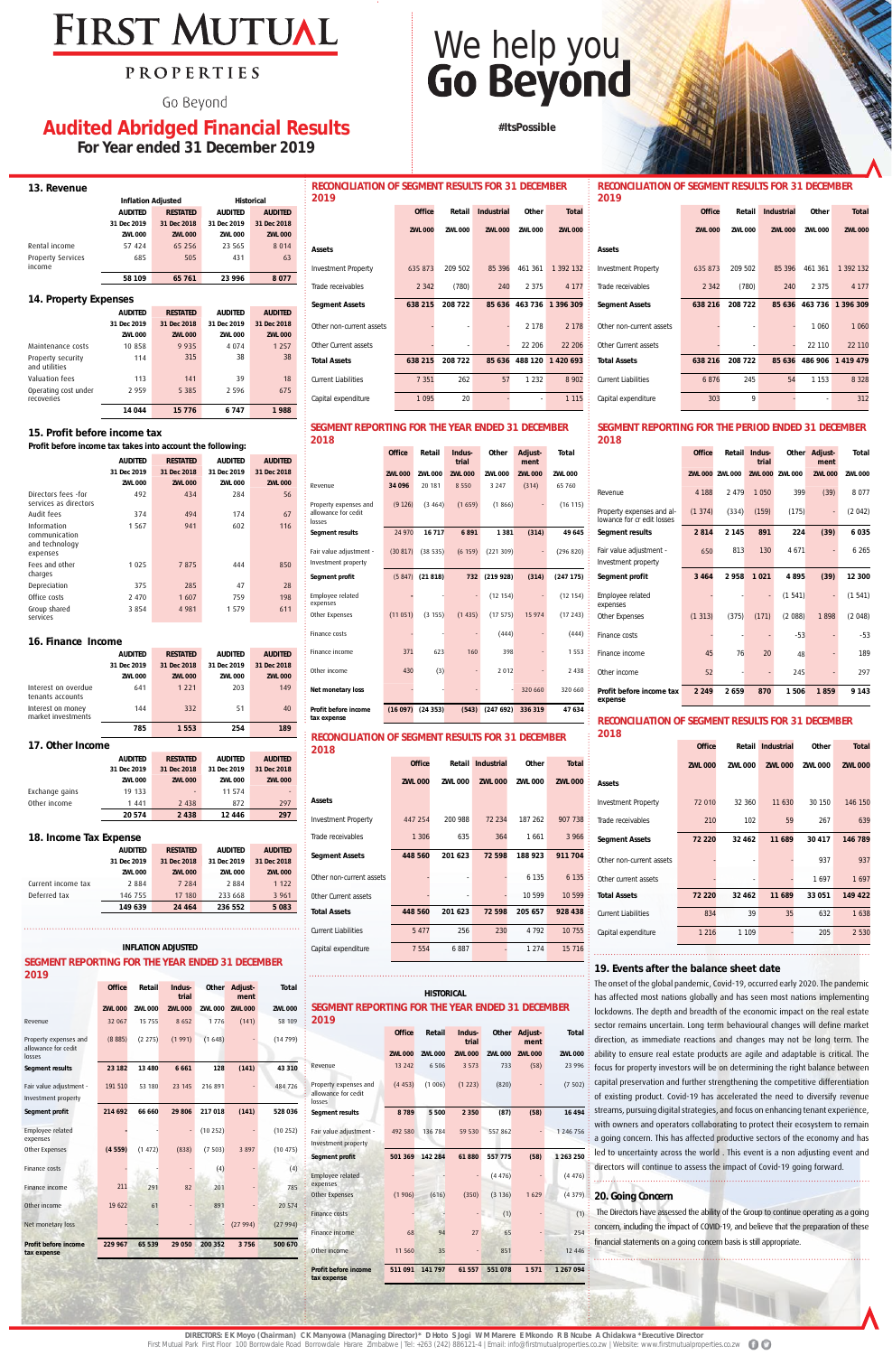# FIRST MUTUAL PROPERTIES

Go Beyond

## Audited Abridged Financial Results
### For Year ended 31 December 2019

We help you **Go Beyond**

#ItsPossible

## 13. Revenue

| | Inflation Adjusted | | Historical | |
|---|---|---|---|---|
| | AUDITED | RESTATED | AUDITED | AUDITED |
| | 31 Dec 2019 | 31 Dec 2018 | 31 Dec 2019 | 31 Dec 2018 |
| | ZWL 000 | ZWL 000 | ZWL 000 | ZWL 000 |
| Rental income | 57 424 | 65 256 | 23 565 | 8 014 |
| Property Services income | 685 | 505 | 431 | 63 |
| | 58 109 | 65 761 | 23 996 | 8 077 |

## 14. Property Expenses

| | AUDITED | RESTATED | AUDITED | AUDITED |
|---|---|---|---|---|
| | 31 Dec 2019 | 31 Dec 2018 | 31 Dec 2019 | 31 Dec 2018 |
| | ZWL 000 | ZWL 000 | ZWL 000 | ZWL 000 |
| Maintenance costs | 10 858 | 9 935 | 4 074 | 1 257 |
| Property security and utilities | 114 | 315 | 38 | 38 |
| Valuation fees | 113 | 141 | 39 | 18 |
| Operating cost under recoveries | 2 959 | 5 385 | 2 596 | 675 |
| | 14 044 | 15 776 | 6 747 | 1 988 |

## 15. Profit before income tax

Profit before income tax takes into account the following:

| | AUDITED | RESTATED | AUDITED | AUDITED |
|---|---|---|---|---|
| | 31 Dec 2019 | 31 Dec 2018 | 31 Dec 2019 | 31 Dec 2018 |
| | ZWL 000 | ZWL 000 | ZWL 000 | ZWL 000 |
| Directors fees -for services as directors | 492 | 434 | 284 | 56 |
| Audit fees | 374 | 494 | 174 | 67 |
| Information communication and technology expenses | 1 567 | 941 | 602 | 116 |
| Fees and other charges | 1 025 | 7 875 | 444 | 850 |
| Depreciation | 375 | 285 | 47 | 28 |
| Office costs | 2 470 | 1 607 | 759 | 198 |
| Group shared services | 3 854 | 4 981 | 1 579 | 611 |

## 16. Finance Income

| | AUDITED | RESTATED | AUDITED | AUDITED |
|---|---|---|---|---|
| | 31 Dec 2019 | 31 Dec 2018 | 31 Dec 2019 | 31 Dec 2018 |
| | ZWL 000 | ZWL 000 | ZWL 000 | ZWL 000 |
| Interest on overdue tenants accounts | 641 | 1 221 | 203 | 149 |
| Interest on money market investments | 144 | 332 | 51 | 40 |
| | 785 | 1 553 | 254 | 189 |

## 17. Other Income

| | AUDITED | RESTATED | AUDITED | AUDITED |
|---|---|---|---|---|
| | 31 Dec 2019 | 31 Dec 2018 | 31 Dec 2019 | 31 Dec 2018 |
| | ZWL 000 | ZWL 000 | ZWL 000 | ZWL 000 |
| Exchange gains | 19 133 | - | 11 574 | - |
| Other income | 1 441 | 2 438 | 872 | 297 |
| | 20 574 | 2 438 | 12 446 | 297 |

## 18. Income Tax Expense

| | AUDITED | RESTATED | AUDITED | AUDITED |
|---|---|---|---|---|
| | 31 Dec 2019 | 31 Dec 2018 | 31 Dec 2019 | 31 Dec 2018 |
| | ZWL 000 | ZWL 000 | ZWL 000 | ZWL 000 |
| Current income tax | 2 884 | 7 284 | 2 884 | 1 122 |
| Deferred tax | 146 755 | 17 180 | 233 668 | 3 961 |
| | 149 639 | 24 464 | 236 552 | 5 083 |

### INFLATION ADJUSTED

## SEGMENT REPORTING FOR THE YEAR ENDED 31 DECEMBER 2019

| | Office | Retail | Industrial | Other | Adjustment | Total |
|---|---|---|---|---|---|---|
| | ZWL 000 | ZWL 000 | ZWL 000 | ZWL 000 | ZWL 000 | ZWL 000 |
| Revenue | 32 067 | 15 755 | 8 652 | 1 776 | (141) | 58 109 |
| Property expenses and allowance for credit losses | (8 885) | (2 275) | (1 991) | (1 648) | - | (14 799) |
| Segment results | 23 182 | 13 480 | 6 661 | 128 | (141) | 43 310 |
| Fair value adjustment - Investment property | 191 510 | 53 180 | 23 145 | 216 891 | - | 484 726 |
| Segment profit | 214 692 | 66 660 | 29 806 | 217 018 | (141) | 528 036 |
| Employee related expenses | - | - | - | (10 252) | - | (10 252) |
| Other Expenses | (4 559) | (1 472) | (838) | (7 503) | 3 897 | (10 475) |
| Finance costs | - | - | - | (4) | - | (4) |
| Finance income | 211 | 291 | 82 | 201 | - | 785 |
| Other income | 19 622 | 61 | - | 891 | - | 20 574 |
| Net monetary loss | - | - | - | - | (27 994) | (27 994) |
| Profit before income tax expense | 229 967 | 65 539 | 29 050 | 200 352 | 3 756 | 500 670 |

## RECONCILIATION OF SEGMENT RESULTS FOR 31 DECEMBER 2019

| | Office | Retail | Industrial | Other | Total |
|---|---|---|---|---|---|
| | ZWL 000 | ZWL 000 | ZWL 000 | ZWL 000 | ZWL 000 |
| **Assets** | | | | | |
| Investment Property | 635 873 | 209 502 | 85 396 | 461 361 | 1 392 132 |
| Trade receivables | 2 342 | (780) | 240 | 2 375 | 4 177 |
| Segment Assets | 638 215 | 208 722 | 85 636 | 463 736 | 1 396 309 |
| Other non-current assets | - | - | - | 2 178 | 2 178 |
| Other Current assets | - | - | - | 22 206 | 22 206 |
| Total Assets | 638 215 | 208 722 | 85 636 | 488 120 | 1 420 693 |
| Current Liabilities | 7 351 | 262 | 57 | 1 232 | 8 902 |
| Capital expenditure | 1 095 | 20 | - | - | 1 115 |

## SEGMENT REPORTING FOR THE YEAR ENDED 31 DECEMBER 2018

| | Office | Retail | Industrial | Other | Adjustment | Total |
|---|---|---|---|---|---|---|
| | ZWL 000 | ZWL 000 | ZWL 000 | ZWL 000 | ZWL 000 | ZWL 000 |
| Revenue | 34 096 | 20 181 | 8 550 | 3 247 | (314) | 65 760 |
| Property expenses and allowance for credit losses | (9 126) | (3 464) | (1 659) | (1 866) | - | (16 115) |
| Segment results | 24 970 | 16 717 | 6 891 | 1 381 | (314) | 49 645 |
| Fair value adjustment - Investment property | (30 817) | (38 535) | (6 159) | (221 309) | - | (296 820) |
| Segment profit | (5 847) | (21 818) | 732 | (219 928) | (314) | (247 175) |
| Employee related expenses | - | - | - | (12 154) | - | (12 154) |
| Other Expenses | (11 051) | (3 155) | (1 435) | (17 575) | 15 974 | (17 243) |
| Finance costs | - | - | - | (444) | - | (444) |
| Finance income | 371 | 623 | 160 | 398 | - | 1 553 |
| Other income | 430 | (3) | - | 2 012 | - | 2 438 |
| Net monetary loss | - | - | - | - | 320 660 | 320 660 |
| Profit before income tax expense | (16 097) | (24 353) | (543) | (247 692) | 336 319 | 47 634 |

## RECONCILIATION OF SEGMENT RESULTS FOR 31 DECEMBER 2018

| | Office | Retail | Industrial | Other | Total |
|---|---|---|---|---|---|
| | ZWL 000 | ZWL 000 | ZWL 000 | ZWL 000 | ZWL 000 |
| **Assets** | | | | | |
| Investment Property | 447 254 | 200 988 | 72 234 | 187 262 | 907 738 |
| Trade receivables | 1 306 | 635 | 364 | 1 661 | 3 966 |
| Segment Assets | 448 560 | 201 623 | 72 598 | 188 923 | 911 704 |
| Other non-current assets | - | - | - | 6 135 | 6 135 |
| Other Current assets | - | - | - | 10 599 | 10 599 |
| Total Assets | 448 560 | 201 623 | 72 598 | 205 657 | 928 438 |
| Current Liabilities | 5 477 | 256 | 230 | 4 792 | 10 755 |
| Capital expenditure | 7 554 | 6 887 | - | 1 274 | 15 716 |

### HISTORICAL

## SEGMENT REPORTING FOR THE YEAR ENDED 31 DECEMBER 2019

| | Office | Retail | Industrial | Other | Adjustment | Total |
|---|---|---|---|---|---|---|
| | ZWL 000 | ZWL 000 | ZWL 000 | ZWL 000 | ZWL 000 | ZWL 000 |
| Revenue | 13 242 | 6 506 | 3 573 | 733 | (58) | 23 996 |
| Property expenses and allowance for credit losses | (4 453) | (1 006) | (1 223) | (820) | - | (7 502) |
| Segment results | 8 789 | 5 500 | 2 350 | (87) | (58) | 16 494 |
| Fair value adjustment - Investment property | 492 580 | 136 784 | 59 530 | 557 862 | - | 1 246 756 |
| Segment profit | 501 369 | 142 284 | 61 880 | 557 775 | (58) | 1 263 250 |
| Employee related expenses | - | - | - | (4 476) | - | (4 476) |
| Other Expenses | (1 906) | (616) | (350) | (3 136) | 1 629 | (4 379) |
| Finance costs | - | - | - | (1) | - | (1) |
| Finance income | 68 | 94 | 27 | 65 | - | 254 |
| Other income | 11 560 | 35 | - | 851 | - | 12 446 |
| Profit before income tax expense | 511 091 | 141 797 | 61 557 | 551 078 | 1 571 | 1 267 094 |

## RECONCILIATION OF SEGMENT RESULTS FOR 31 DECEMBER 2019

| | Office | Retail | Industrial | Other | Total |
|---|---|---|---|---|---|
| | ZWL 000 | ZWL 000 | ZWL 000 | ZWL 000 | ZWL 000 |
| **Assets** | | | | | |
| Investment Property | 635 873 | 209 502 | 85 396 | 461 361 | 1 392 132 |
| Trade receivables | 2 342 | (780) | 240 | 2 375 | 4 177 |
| Segment Assets | 638 216 | 208 722 | 85 636 | 463 736 | 1 396 309 |
| Other non-current assets | - | - | - | 1 060 | 1 060 |
| Other Current assets | - | - | - | 22 110 | 22 110 |
| Total Assets | 638 216 | 208 722 | 85 636 | 486 906 | 1 419 479 |
| Current Liabilities | 6 876 | 245 | 54 | 1 153 | 8 328 |
| Capital expenditure | 303 | 9 | - | - | 312 |

## SEGMENT REPORTING FOR THE PERIOD ENDED 31 DECEMBER 2018

| | Office | Retail | Industrial | Other | Adjustment | Total |
|---|---|---|---|---|---|---|
| | ZWL 000 | ZWL 000 | ZWL 000 | ZWL 000 | ZWL 000 | ZWL 000 |
| Revenue | 4 188 | 2 479 | 1 050 | 399 | (39) | 8 077 |
| Property expenses and allowance for cr edit losses | (1 374) | (334) | (159) | (175) | - | (2 042) |
| Segment results | 2 814 | 2 145 | 891 | 224 | (39) | 6 035 |
| Fair value adjustment - Investment property | 650 | 813 | 130 | 4 671 | - | 6 265 |
| Segment profit | 3 464 | 2 958 | 1 021 | 4 895 | (39) | 12 300 |
| Employee related expenses | - | - | - | (1 541) | - | (1 541) |
| Other Expenses | (1 313) | (375) | (171) | (2 088) | 1 898 | (2 048) |
| Finance costs | - | - | - | -53 | - | -53 |
| Finance income | 45 | 76 | 20 | 48 | - | 189 |
| Other income | 52 | - | - | 245 | - | 297 |
| Profit before income tax expense | 2 249 | 2 659 | 870 | 1 506 | 1 859 | 9 143 |

## RECONCILIATION OF SEGMENT RESULTS FOR 31 DECEMBER 2018

| | Office | Retail | Industrial | Other | Total |
|---|---|---|---|---|---|
| | ZWL 000 | ZWL 000 | ZWL 000 | ZWL 000 | ZWL 000 |
| **Assets** | | | | | |
| Investment Property | 72 010 | 32 360 | 11 630 | 30 150 | 146 150 |
| Trade receivables | 210 | 102 | 59 | 267 | 639 |
| Segment Assets | 72 220 | 32 462 | 11 689 | 30 417 | 146 789 |
| Other non-current assets | - | - | - | 937 | 937 |
| Other current assets | - | - | - | 1 697 | 1 697 |
| Total Assets | 72 220 | 32 462 | 11 689 | 33 051 | 149 422 |
| Current Liabilities | 834 | 39 | 35 | 632 | 1 638 |
| Capital expenditure | 1 216 | 1 109 | - | 205 | 2 530 |

## 19. Events after the balance sheet date

The onset of the global pandemic, Covid-19, occurred early 2020. The pandemic has affected most nations globally and has seen most nations implementing lockdowns. The depth and breadth of the economic impact on the real estate sector remains uncertain. Long term behavioural changes will define market direction, as immediate reactions and changes may not be long term. The ability to ensure real estate products are agile and adaptable is critical. The focus for property investors will be on determining the right balance between capital preservation and further strengthening the competitive differentiation of existing product. Covid-19 has accelerated the need to diversify revenue streams, pursuing digital strategies, and focus on enhancing tenant experience, with owners and operators collaborating to protect their ecosystem to remain a going concern. This has affected productive sectors of the economy and has led to uncertainty across the world . This event is a non adjusting event and directors will continue to assess the impact of Covid-19 going forward.

## 20. Going Concern

The Directors have assessed the ability of the Group to continue operating as a going concern, including the impact of COVID-19, and believe that the preparation of these financial statements on a going concern basis is still appropriate.

DIRECTORS: E K Moyo (Chairman) C K Manyowa (Managing Director)* D Hoto S Jogi W M Marere E Mkondo R B Ncube A Chidakwa *Executive Director

First Mutual Park First Floor 100 Borrowdale Road Borrowdale Harare Zimbabwe | Tel: +263 (242) 886121-4 | Email: info@firstmutualproperties.co.zw | Website: www.firstmutualproperties.co.zw